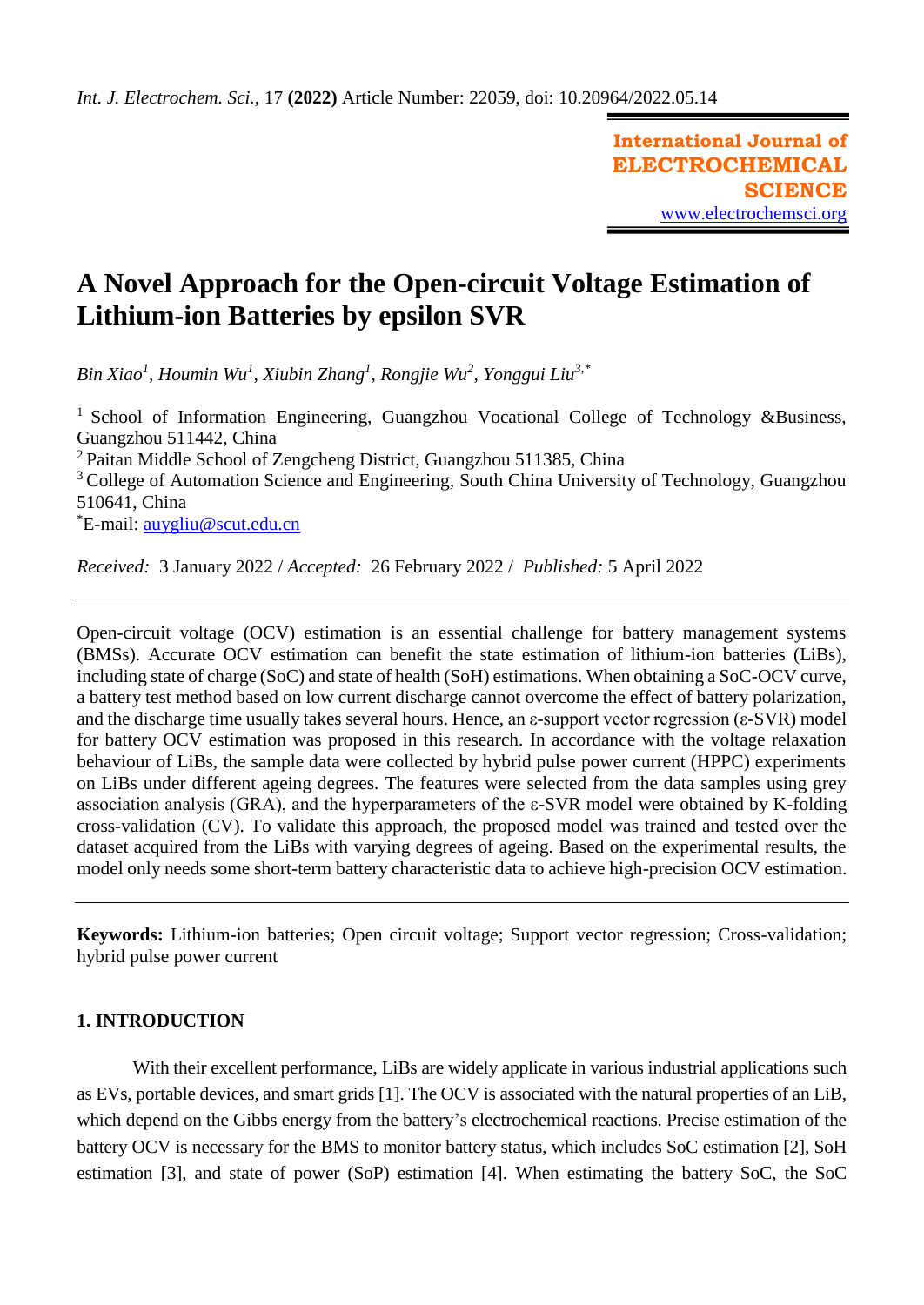Int. J. Electrochem. Sci., 17 **(2022)** Article Number: 22059, doi: 10.20964/2022.05.14

**International Journal of ELECTROCHEMICAL SCIENCE**
www.electrochemsci.org

# A Novel Approach for the Open-circuit Voltage Estimation of Lithium-ion Batteries by epsilon SVR

*Bin Xiao[1], Houmin Wu[1], Xiubin Zhang[1], Rongjie Wu[2], Yonggui Liu[3,*]*

[1] School of Information Engineering, Guangzhou Vocational College of Technology &Business, Guangzhou 511442, China
[2] Paitan Middle School of Zengcheng District, Guangzhou 511385, China
[3] College of Automation Science and Engineering, South China University of Technology, Guangzhou 510641, China
[*]E-mail: auygliu@scut.edu.cn

*Received:* 3 January 2022 / *Accepted:* 26 February 2022 / *Published:* 5 April 2022

Open-circuit voltage (OCV) estimation is an essential challenge for battery management systems (BMSs). Accurate OCV estimation can benefit the state estimation of lithium-ion batteries (LiBs), including state of charge (SoC) and state of health (SoH) estimations. When obtaining a SoC-OCV curve, a battery test method based on low current discharge cannot overcome the effect of battery polarization, and the discharge time usually takes several hours. Hence, an ε-support vector regression (ε-SVR) model for battery OCV estimation was proposed in this research. In accordance with the voltage relaxation behaviour of LiBs, the sample data were collected by hybrid pulse power current (HPPC) experiments on LiBs under different ageing degrees. The features were selected from the data samples using grey association analysis (GRA), and the hyperparameters of the ε-SVR model were obtained by K-folding cross-validation (CV). To validate this approach, the proposed model was trained and tested over the dataset acquired from the LiBs with varying degrees of ageing. Based on the experimental results, the model only needs some short-term battery characteristic data to achieve high-precision OCV estimation.

**Keywords:** Lithium-ion batteries; Open circuit voltage; Support vector regression; Cross-validation; hybrid pulse power current

## 1. INTRODUCTION

With their excellent performance, LiBs are widely applicate in various industrial applications such as EVs, portable devices, and smart grids [1]. The OCV is associated with the natural properties of an LiB, which depend on the Gibbs energy from the battery's electrochemical reactions. Precise estimation of the battery OCV is necessary for the BMS to monitor battery status, which includes SoC estimation [2], SoH estimation [3], and state of power (SoP) estimation [4]. When estimating the battery SoC, the SoC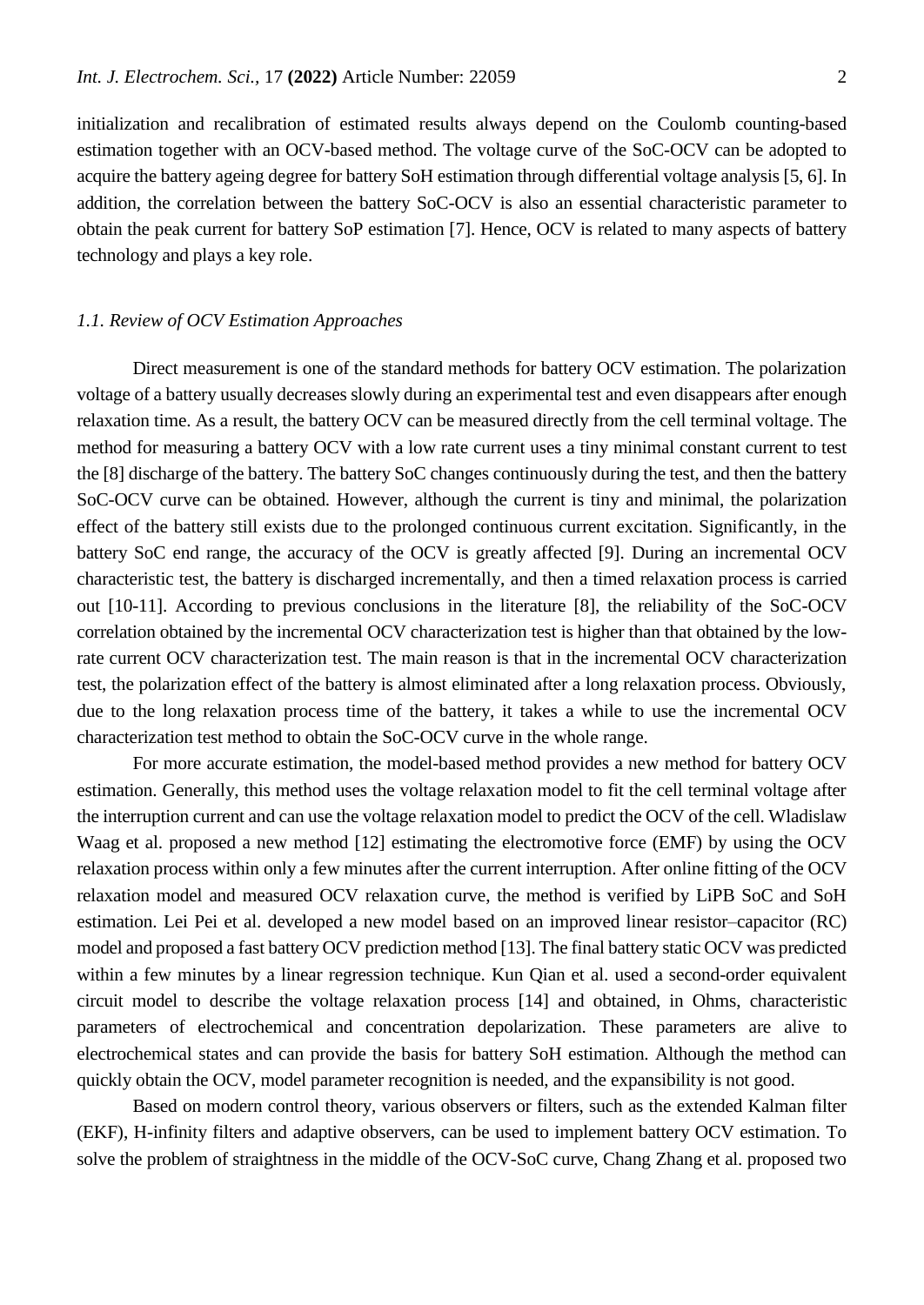initialization and recalibration of estimated results always depend on the Coulomb counting-based estimation together with an OCV-based method. The voltage curve of the SoC-OCV can be adopted to acquire the battery ageing degree for battery SoH estimation through differential voltage analysis [5, 6]. In addition, the correlation between the battery SoC-OCV is also an essential characteristic parameter to obtain the peak current for battery SoP estimation [7]. Hence, OCV is related to many aspects of battery technology and plays a key role.

### *1.1. Review of OCV Estimation Approaches*

Direct measurement is one of the standard methods for battery OCV estimation. The polarization voltage of a battery usually decreases slowly during an experimental test and even disappears after enough relaxation time. As a result, the battery OCV can be measured directly from the cell terminal voltage. The method for measuring a battery OCV with a low rate current uses a tiny minimal constant current to test the [8] discharge of the battery. The battery SoC changes continuously during the test, and then the battery SoC-OCV curve can be obtained. However, although the current is tiny and minimal, the polarization effect of the battery still exists due to the prolonged continuous current excitation. Significantly, in the battery SoC end range, the accuracy of the OCV is greatly affected [9]. During an incremental OCV characteristic test, the battery is discharged incrementally, and then a timed relaxation process is carried out [10-11]. According to previous conclusions in the literature [8], the reliability of the SoC-OCV correlation obtained by the incremental OCV characterization test is higher than that obtained by the low-rate current OCV characterization test. The main reason is that in the incremental OCV characterization test, the polarization effect of the battery is almost eliminated after a long relaxation process. Obviously, due to the long relaxation process time of the battery, it takes a while to use the incremental OCV characterization test method to obtain the SoC-OCV curve in the whole range.

For more accurate estimation, the model-based method provides a new method for battery OCV estimation. Generally, this method uses the voltage relaxation model to fit the cell terminal voltage after the interruption current and can use the voltage relaxation model to predict the OCV of the cell. Wladislaw Waag et al. proposed a new method [12] estimating the electromotive force (EMF) by using the OCV relaxation process within only a few minutes after the current interruption. After online fitting of the OCV relaxation model and measured OCV relaxation curve, the method is verified by LiPB SoC and SoH estimation. Lei Pei et al. developed a new model based on an improved linear resistor–capacitor (RC) model and proposed a fast battery OCV prediction method [13]. The final battery static OCV was predicted within a few minutes by a linear regression technique. Kun Qian et al. used a second-order equivalent circuit model to describe the voltage relaxation process [14] and obtained, in Ohms, characteristic parameters of electrochemical and concentration depolarization. These parameters are alive to electrochemical states and can provide the basis for battery SoH estimation. Although the method can quickly obtain the OCV, model parameter recognition is needed, and the expansibility is not good.

Based on modern control theory, various observers or filters, such as the extended Kalman filter (EKF), H-infinity filters and adaptive observers, can be used to implement battery OCV estimation. To solve the problem of straightness in the middle of the OCV-SoC curve, Chang Zhang et al. proposed two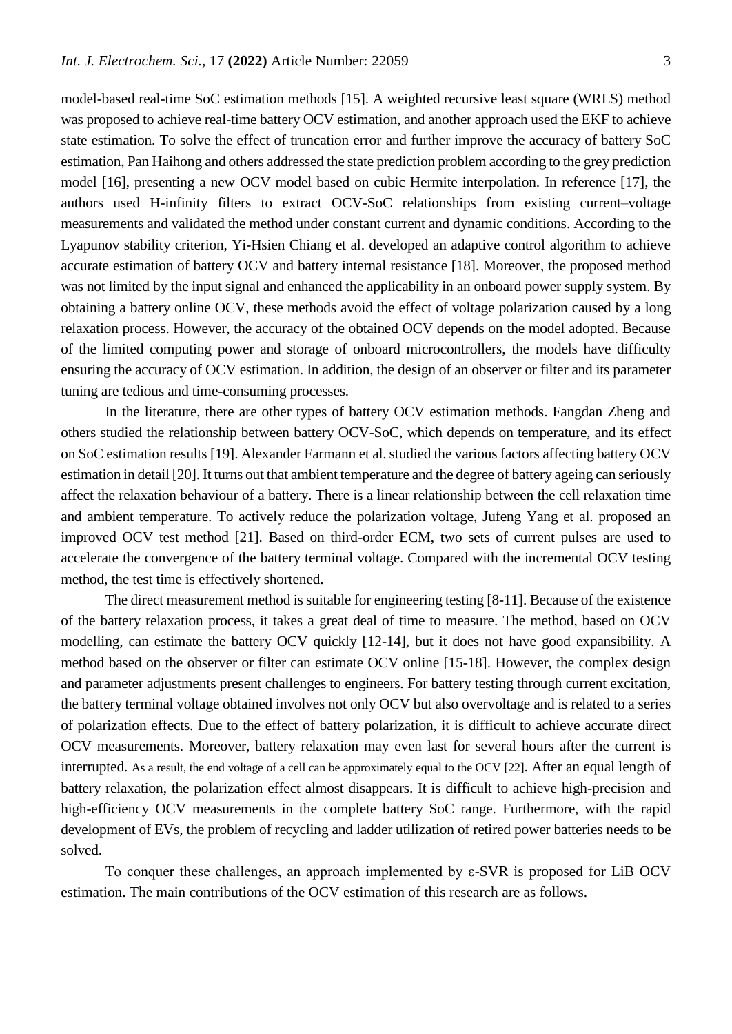model-based real-time SoC estimation methods [15]. A weighted recursive least square (WRLS) method was proposed to achieve real-time battery OCV estimation, and another approach used the EKF to achieve state estimation. To solve the effect of truncation error and further improve the accuracy of battery SoC estimation, Pan Haihong and others addressed the state prediction problem according to the grey prediction model [16], presenting a new OCV model based on cubic Hermite interpolation. In reference [17], the authors used H-infinity filters to extract OCV-SoC relationships from existing current–voltage measurements and validated the method under constant current and dynamic conditions. According to the Lyapunov stability criterion, Yi-Hsien Chiang et al. developed an adaptive control algorithm to achieve accurate estimation of battery OCV and battery internal resistance [18]. Moreover, the proposed method was not limited by the input signal and enhanced the applicability in an onboard power supply system. By obtaining a battery online OCV, these methods avoid the effect of voltage polarization caused by a long relaxation process. However, the accuracy of the obtained OCV depends on the model adopted. Because of the limited computing power and storage of onboard microcontrollers, the models have difficulty ensuring the accuracy of OCV estimation. In addition, the design of an observer or filter and its parameter tuning are tedious and time-consuming processes.

In the literature, there are other types of battery OCV estimation methods. Fangdan Zheng and others studied the relationship between battery OCV-SoC, which depends on temperature, and its effect on SoC estimation results [19]. Alexander Farmann et al. studied the various factors affecting battery OCV estimation in detail [20]. It turns out that ambient temperature and the degree of battery ageing can seriously affect the relaxation behaviour of a battery. There is a linear relationship between the cell relaxation time and ambient temperature. To actively reduce the polarization voltage, Jufeng Yang et al. proposed an improved OCV test method [21]. Based on third-order ECM, two sets of current pulses are used to accelerate the convergence of the battery terminal voltage. Compared with the incremental OCV testing method, the test time is effectively shortened.

The direct measurement method is suitable for engineering testing [8-11]. Because of the existence of the battery relaxation process, it takes a great deal of time to measure. The method, based on OCV modelling, can estimate the battery OCV quickly [12-14], but it does not have good expansibility. A method based on the observer or filter can estimate OCV online [15-18]. However, the complex design and parameter adjustments present challenges to engineers. For battery testing through current excitation, the battery terminal voltage obtained involves not only OCV but also overvoltage and is related to a series of polarization effects. Due to the effect of battery polarization, it is difficult to achieve accurate direct OCV measurements. Moreover, battery relaxation may even last for several hours after the current is interrupted. As a result, the end voltage of a cell can be approximately equal to the OCV [22]. After an equal length of battery relaxation, the polarization effect almost disappears. It is difficult to achieve high-precision and high-efficiency OCV measurements in the complete battery SoC range. Furthermore, with the rapid development of EVs, the problem of recycling and ladder utilization of retired power batteries needs to be solved.

To conquer these challenges, an approach implemented by $\varepsilon$-SVR is proposed for LiB OCV estimation. The main contributions of the OCV estimation of this research are as follows.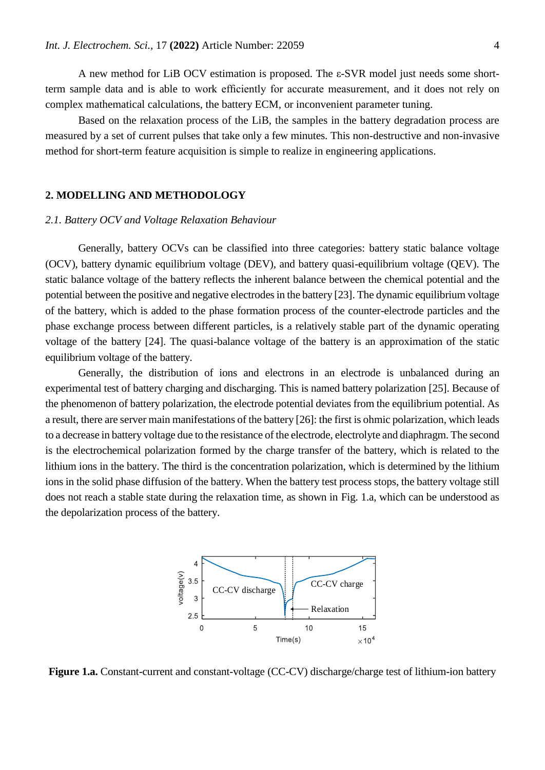A new method for LiB OCV estimation is proposed. The ε-SVR model just needs some short-term sample data and is able to work efficiently for accurate measurement, and it does not rely on complex mathematical calculations, the battery ECM, or inconvenient parameter tuning.

Based on the relaxation process of the LiB, the samples in the battery degradation process are measured by a set of current pulses that take only a few minutes. This non-destructive and non-invasive method for short-term feature acquisition is simple to realize in engineering applications.

## 2. MODELLING AND METHODOLOGY

### *2.1. Battery OCV and Voltage Relaxation Behaviour*

Generally, battery OCVs can be classified into three categories: battery static balance voltage (OCV), battery dynamic equilibrium voltage (DEV), and battery quasi-equilibrium voltage (QEV). The static balance voltage of the battery reflects the inherent balance between the chemical potential and the potential between the positive and negative electrodes in the battery [23]. The dynamic equilibrium voltage of the battery, which is added to the phase formation process of the counter-electrode particles and the phase exchange process between different particles, is a relatively stable part of the dynamic operating voltage of the battery [24]. The quasi-balance voltage of the battery is an approximation of the static equilibrium voltage of the battery.

Generally, the distribution of ions and electrons in an electrode is unbalanced during an experimental test of battery charging and discharging. This is named battery polarization [25]. Because of the phenomenon of battery polarization, the electrode potential deviates from the equilibrium potential. As a result, there are server main manifestations of the battery [26]: the first is ohmic polarization, which leads to a decrease in battery voltage due to the resistance of the electrode, electrolyte and diaphragm. The second is the electrochemical polarization formed by the charge transfer of the battery, which is related to the lithium ions in the battery. The third is the concentration polarization, which is determined by the lithium ions in the solid phase diffusion of the battery. When the battery test process stops, the battery voltage still does not reach a stable state during the relaxation time, as shown in Fig. 1.a, which can be understood as the depolarization process of the battery.

**Figure 1.a.** Constant-current and constant-voltage (CC-CV) discharge/charge test of lithium-ion battery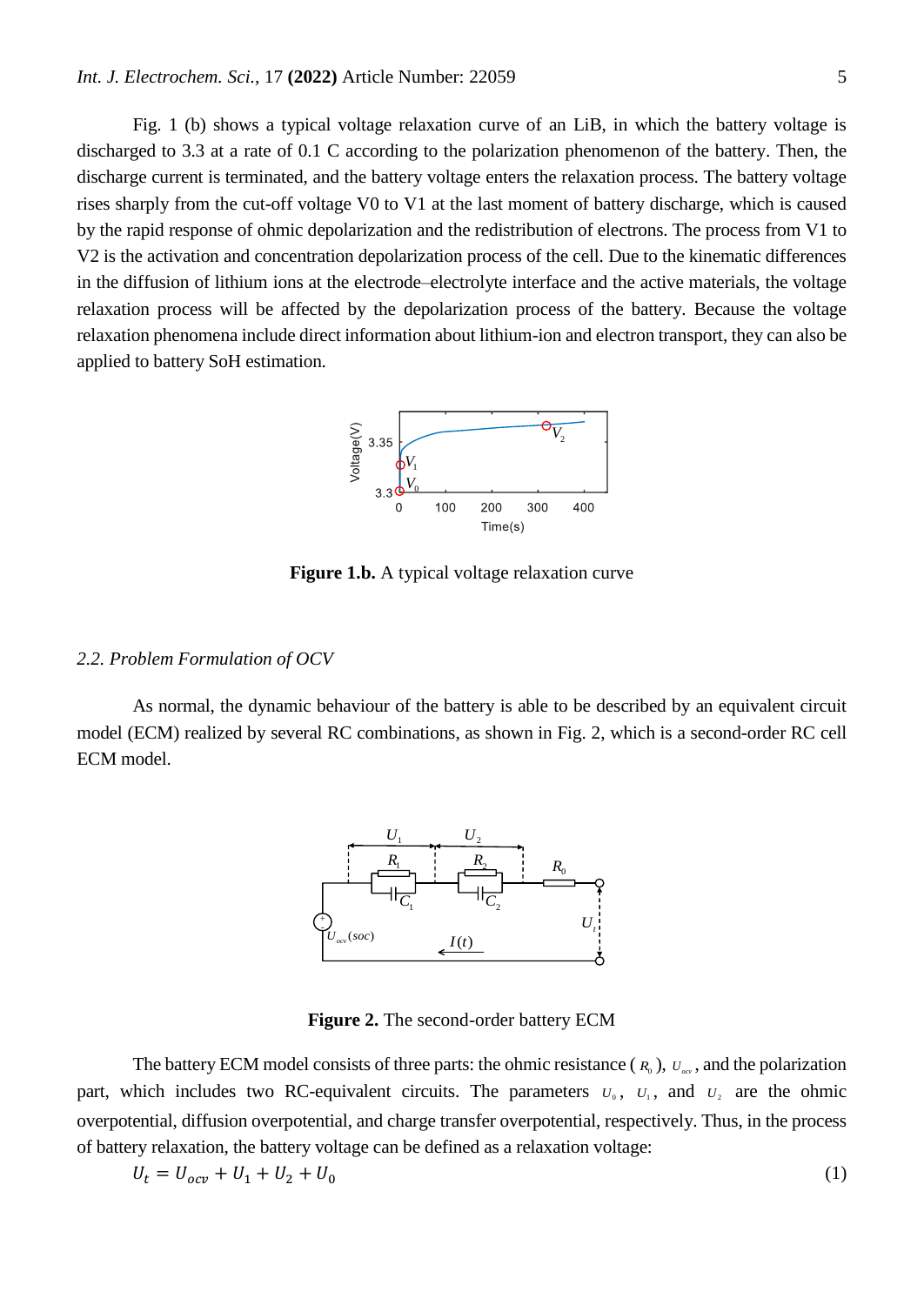Fig. 1 (b) shows a typical voltage relaxation curve of an LiB, in which the battery voltage is discharged to 3.3 at a rate of 0.1 C according to the polarization phenomenon of the battery. Then, the discharge current is terminated, and the battery voltage enters the relaxation process. The battery voltage rises sharply from the cut-off voltage V0 to V1 at the last moment of battery discharge, which is caused by the rapid response of ohmic depolarization and the redistribution of electrons. The process from V1 to V2 is the activation and concentration depolarization process of the cell. Due to the kinematic differences in the diffusion of lithium ions at the electrode–electrolyte interface and the active materials, the voltage relaxation process will be affected by the depolarization process of the battery. Because the voltage relaxation phenomena include direct information about lithium-ion and electron transport, they can also be applied to battery SoH estimation.

**Figure 1.b.** A typical voltage relaxation curve

### *2.2. Problem Formulation of OCV*

As normal, the dynamic behaviour of the battery is able to be described by an equivalent circuit model (ECM) realized by several RC combinations, as shown in Fig. 2, which is a second-order RC cell ECM model.

**Figure 2.** The second-order battery ECM

The battery ECM model consists of three parts: the ohmic resistance ($R_0$), $U_{ocv}$, and the polarization part, which includes two RC-equivalent circuits. The parameters $U_0$, $U_1$, and $U_2$ are the ohmic overpotential, diffusion overpotential, and charge transfer overpotential, respectively. Thus, in the process of battery relaxation, the battery voltage can be defined as a relaxation voltage:

$$U_t = U_{ocv} + U_1 + U_2 + U_0 \tag{1}$$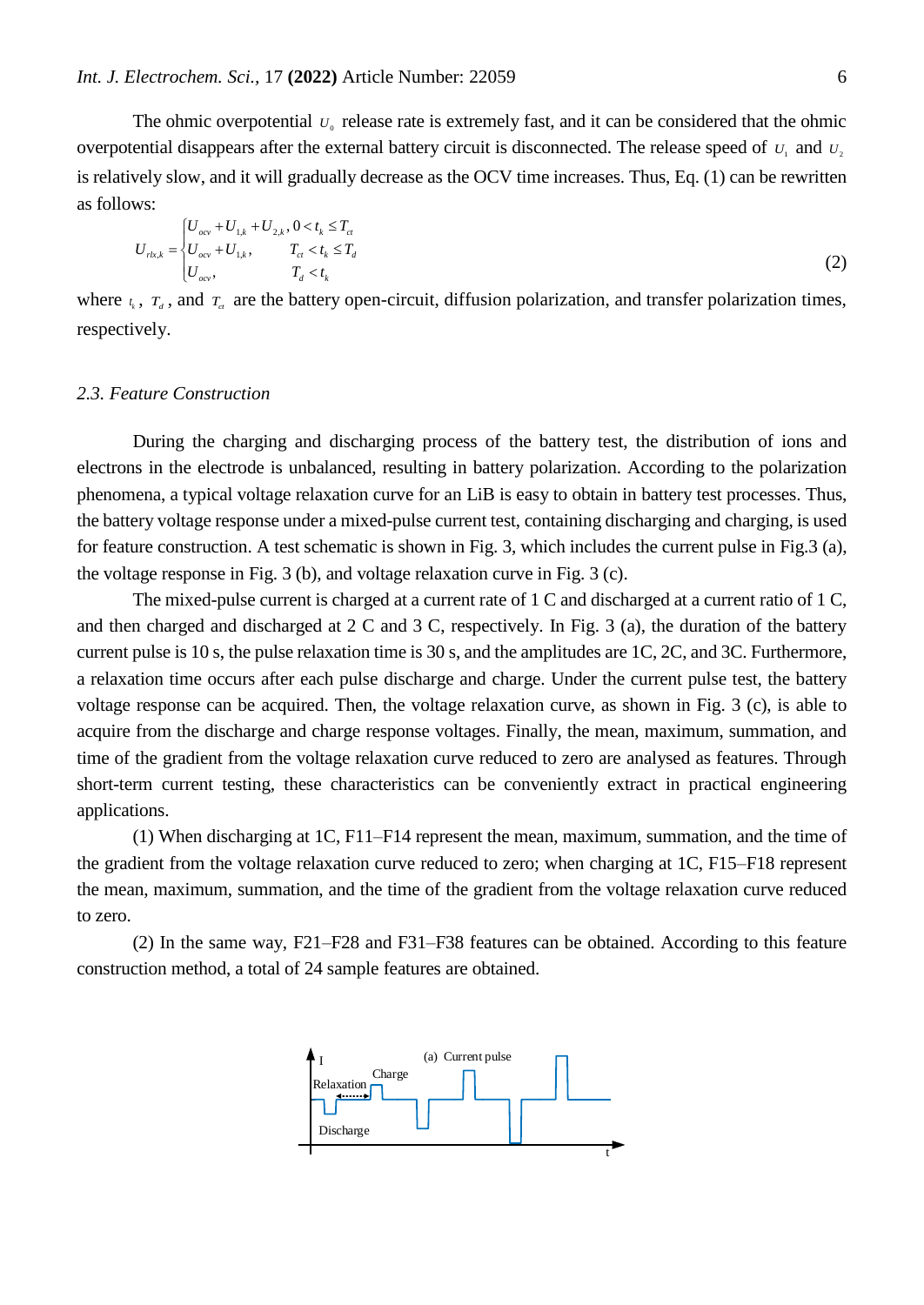The ohmic overpotential $U_0$ release rate is extremely fast, and it can be considered that the ohmic overpotential disappears after the external battery circuit is disconnected. The release speed of $U_1$ and $U_2$ is relatively slow, and it will gradually decrease as the OCV time increases. Thus, Eq. (1) can be rewritten as follows:

$$U_{rlx,k} = \begin{cases} U_{ocv} + U_{1,k} + U_{2,k}, & 0 < t_k \le T_{ct} \\ U_{ocv} + U_{1,k}, & T_{ct} < t_k \le T_d \\ U_{ocv}, & T_d < t_k \end{cases} \tag{2}$$

where $t_k$, $T_d$, and $T_{ct}$ are the battery open-circuit, diffusion polarization, and transfer polarization times, respectively.

### 2.3. Feature Construction

During the charging and discharging process of the battery test, the distribution of ions and electrons in the electrode is unbalanced, resulting in battery polarization. According to the polarization phenomena, a typical voltage relaxation curve for an LiB is easy to obtain in battery test processes. Thus, the battery voltage response under a mixed-pulse current test, containing discharging and charging, is used for feature construction. A test schematic is shown in Fig. 3, which includes the current pulse in Fig.3 (a), the voltage response in Fig. 3 (b), and voltage relaxation curve in Fig. 3 (c).

The mixed-pulse current is charged at a current rate of 1 C and discharged at a current ratio of 1 C, and then charged and discharged at 2 C and 3 C, respectively. In Fig. 3 (a), the duration of the battery current pulse is 10 s, the pulse relaxation time is 30 s, and the amplitudes are 1C, 2C, and 3C. Furthermore, a relaxation time occurs after each pulse discharge and charge. Under the current pulse test, the battery voltage response can be acquired. Then, the voltage relaxation curve, as shown in Fig. 3 (c), is able to acquire from the discharge and charge response voltages. Finally, the mean, maximum, summation, and time of the gradient from the voltage relaxation curve reduced to zero are analysed as features. Through short-term current testing, these characteristics can be conveniently extract in practical engineering applications.

(1) When discharging at 1C, F11–F14 represent the mean, maximum, summation, and the time of the gradient from the voltage relaxation curve reduced to zero; when charging at 1C, F15–F18 represent the mean, maximum, summation, and the time of the gradient from the voltage relaxation curve reduced to zero.

(2) In the same way, F21–F28 and F31–F38 features can be obtained. According to this feature construction method, a total of 24 sample features are obtained.

I (a) Current pulse Relaxation Charge Discharge t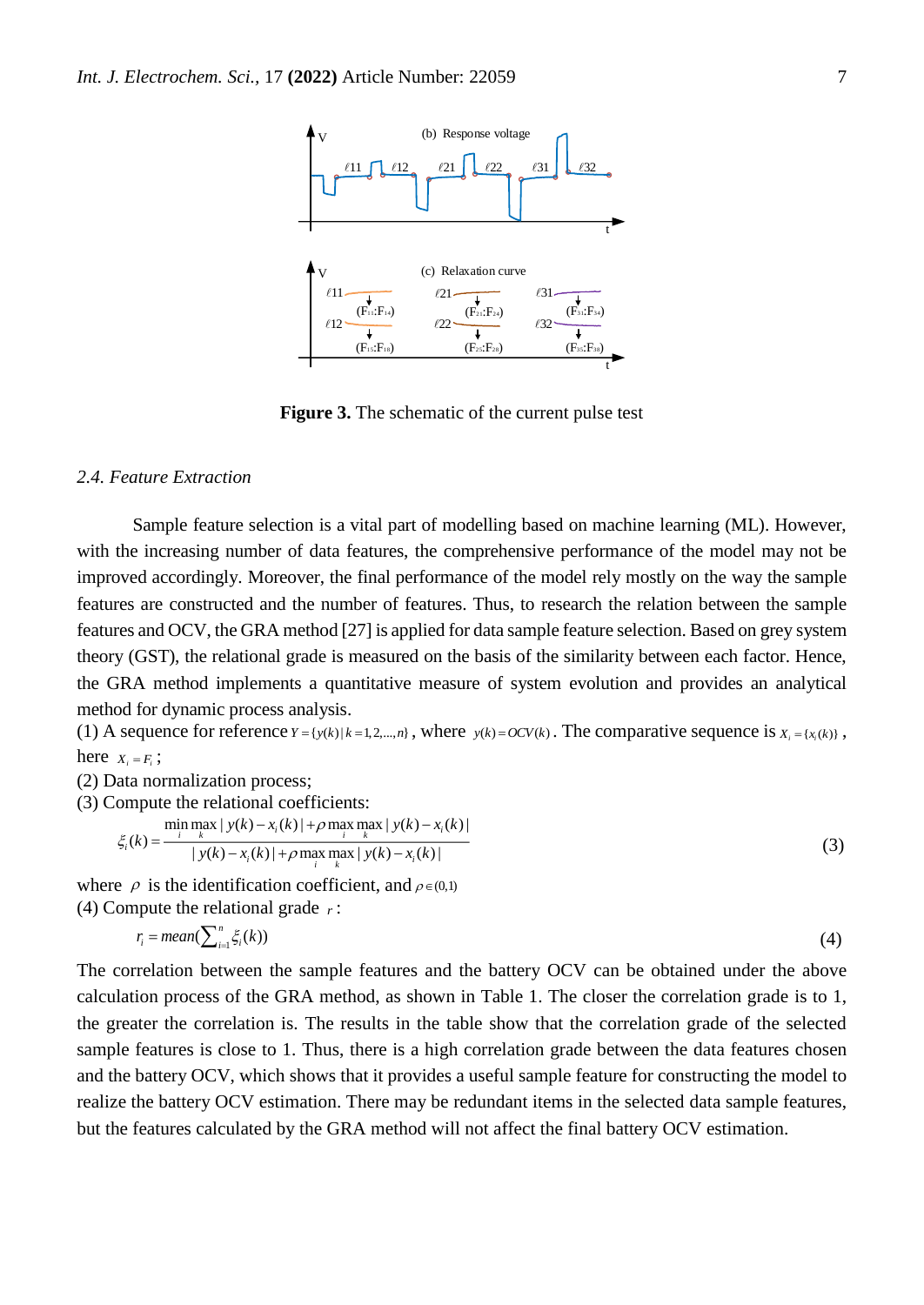Figure 3. The schematic of the current pulse test

### 2.4. Feature Extraction

Sample feature selection is a vital part of modelling based on machine learning (ML). However, with the increasing number of data features, the comprehensive performance of the model may not be improved accordingly. Moreover, the final performance of the model rely mostly on the way the sample features are constructed and the number of features. Thus, to research the relation between the sample features and OCV, the GRA method [27] is applied for data sample feature selection. Based on grey system theory (GST), the relational grade is measured on the basis of the similarity between each factor. Hence, the GRA method implements a quantitative measure of system evolution and provides an analytical method for dynamic process analysis.

(1) A sequence for reference $Y=\{y(k)\,|\,k=1,2,\ldots,n\}$, where $y(k)=OCV(k)$. The comparative sequence is $X_i=\{x_i(k)\}$, here $X_i=F_i$;

(2) Data normalization process;

(3) Compute the relational coefficients:

$$\xi_i(k)=\frac{\min\limits_i \max\limits_k |y(k)-x_i(k)|+\rho \max\limits_i \max\limits_k |y(k)-x_i(k)|}{|y(k)-x_i(k)|+\rho \max\limits_i \max\limits_k |y(k)-x_i(k)|} \tag{3}$$

where $\rho$ is the identification coefficient, and $\rho \in (0,1)$

(4) Compute the relational grade $r$:

$$r_i = mean(\sum_{i=1}^{n}\xi_i(k)) \tag{4}$$

The correlation between the sample features and the battery OCV can be obtained under the above calculation process of the GRA method, as shown in Table 1. The closer the correlation grade is to 1, the greater the correlation is. The results in the table show that the correlation grade of the selected sample features is close to 1. Thus, there is a high correlation grade between the data features chosen and the battery OCV, which shows that it provides a useful sample feature for constructing the model to realize the battery OCV estimation. There may be redundant items in the selected data sample features, but the features calculated by the GRA method will not affect the final battery OCV estimation.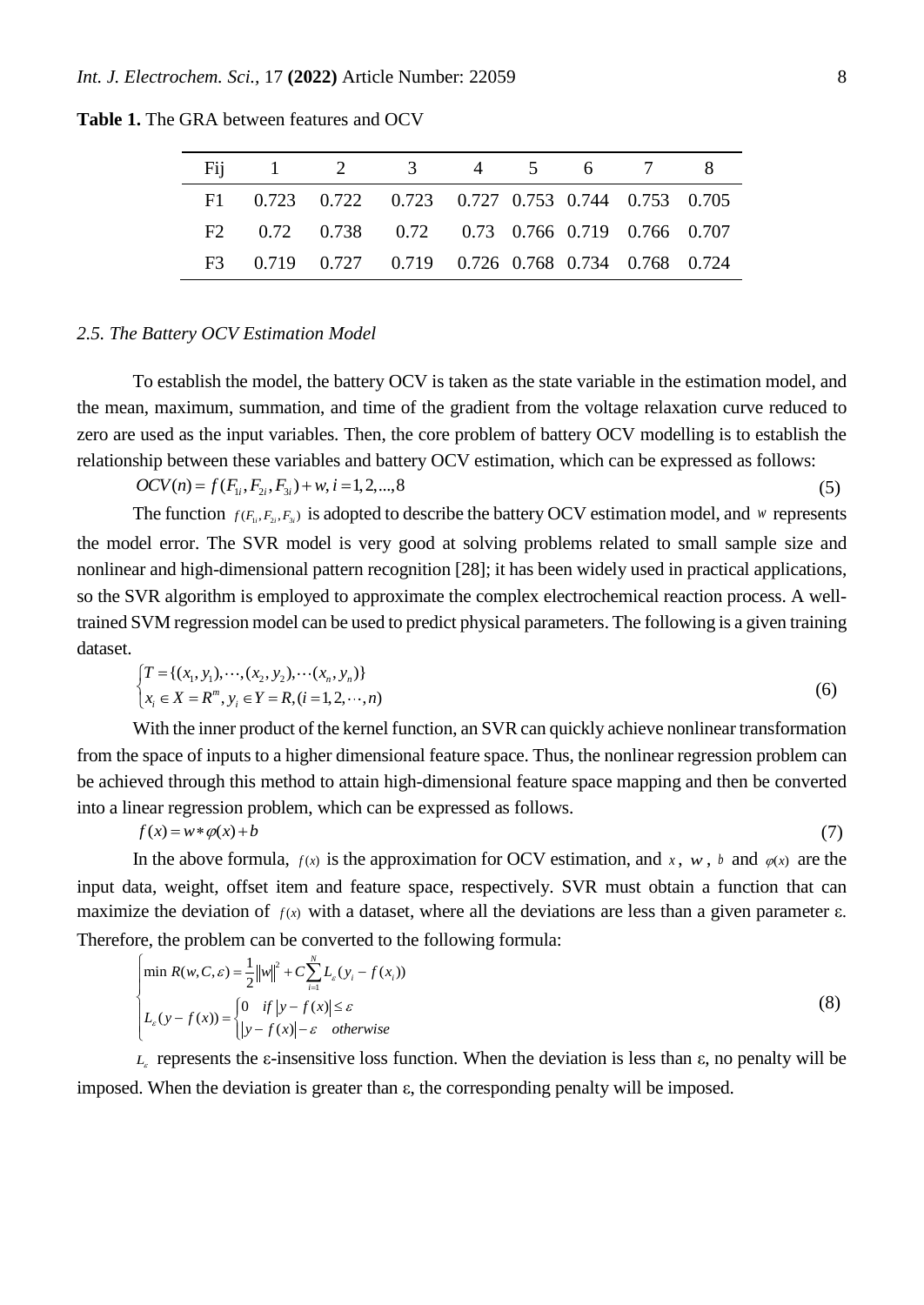**Table 1.** The GRA between features and OCV

| Fij | 1 | 2 | 3 | 4 | 5 | 6 | 7 | 8 |
|---|---|---|---|---|---|---|---|---|
| F1 | 0.723 | 0.722 | 0.723 | 0.727 | 0.753 | 0.744 | 0.753 | 0.705 |
| F2 | 0.72 | 0.738 | 0.72 | 0.73 | 0.766 | 0.719 | 0.766 | 0.707 |
| F3 | 0.719 | 0.727 | 0.719 | 0.726 | 0.768 | 0.734 | 0.768 | 0.724 |

### *2.5. The Battery OCV Estimation Model*

To establish the model, the battery OCV is taken as the state variable in the estimation model, and the mean, maximum, summation, and time of the gradient from the voltage relaxation curve reduced to zero are used as the input variables. Then, the core problem of battery OCV modelling is to establish the relationship between these variables and battery OCV estimation, which can be expressed as follows:

$$OCV(n) = f(F_{1i}, F_{2i}, F_{3i}) + w, i = 1, 2, ..., 8 \tag{5}$$

The function $f(F_{1i}, F_{2i}, F_{3i})$ is adopted to describe the battery OCV estimation model, and $w$ represents the model error. The SVR model is very good at solving problems related to small sample size and nonlinear and high-dimensional pattern recognition [28]; it has been widely used in practical applications, so the SVR algorithm is employed to approximate the complex electrochemical reaction process. A well-trained SVM regression model can be used to predict physical parameters. The following is a given training dataset.

$$\begin{cases} T = \{(x_1, y_1), \cdots, (x_2, y_2), \cdots (x_n, y_n)\} \\ x_i \in X = R^m, y_i \in Y = R, (i = 1, 2, \cdots, n) \end{cases} \tag{6}$$

With the inner product of the kernel function, an SVR can quickly achieve nonlinear transformation from the space of inputs to a higher dimensional feature space. Thus, the nonlinear regression problem can be achieved through this method to attain high-dimensional feature space mapping and then be converted into a linear regression problem, which can be expressed as follows.

$$f(x) = w * \varphi(x) + b \tag{7}$$

In the above formula, $f(x)$ is the approximation for OCV estimation, and $x$, $w$, $b$ and $\varphi(x)$ are the input data, weight, offset item and feature space, respectively. SVR must obtain a function that can maximize the deviation of $f(x)$ with a dataset, where all the deviations are less than a given parameter ε. Therefore, the problem can be converted to the following formula:

$$\begin{cases} \min R(w, C, \varepsilon) = \frac{1}{2}\|w\|^2 + C\sum_{i=1}^{N} L_\varepsilon(y_i - f(x_i)) \\ L_\varepsilon(y - f(x)) = \begin{cases} 0 & if \ |y - f(x)| \le \varepsilon \\ |y - f(x)| - \varepsilon & otherwise \end{cases} \end{cases} \tag{8}$$

$L_\varepsilon$ represents the ε-insensitive loss function. When the deviation is less than ε, no penalty will be imposed. When the deviation is greater than ε, the corresponding penalty will be imposed.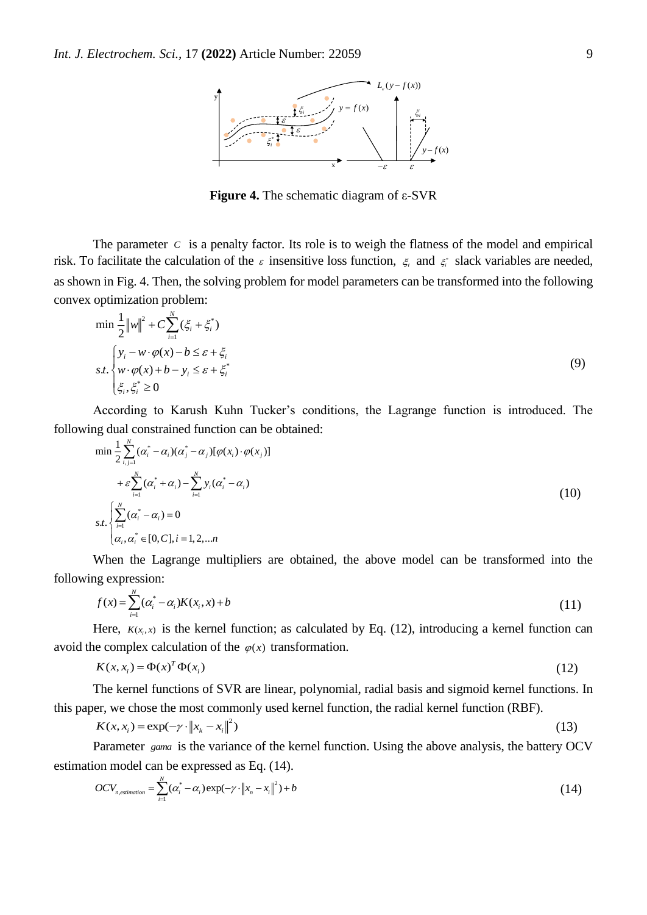**Figure 4.** The schematic diagram of ε-SVR

The parameter $C$ is a penalty factor. Its role is to weigh the flatness of the model and empirical risk. To facilitate the calculation of the $\varepsilon$ insensitive loss function, $\xi_i$ and $\xi_i^*$ slack variables are needed, as shown in Fig. 4. Then, the solving problem for model parameters can be transformed into the following convex optimization problem:

$$
\begin{aligned}
&\min \frac{1}{2}\|w\|^2 + C\sum_{i=1}^{N}(\xi_i + \xi_i^*) \\
&s.t. \begin{cases} y_i - w\cdot\varphi(x) - b \le \varepsilon + \xi_i \\ w\cdot\varphi(x) + b - y_i \le \varepsilon + \xi_i^* \\ \xi_i, \xi_i^* \ge 0 \end{cases}
\end{aligned}
\tag{9}
$$

According to Karush Kuhn Tucker's conditions, the Lagrange function is introduced. The following dual constrained function can be obtained:

$$
\begin{aligned}
&\min \frac{1}{2}\sum_{i,j=1}^{N}(\alpha_i^* - \alpha_i)(\alpha_j^* - \alpha_j)[\varphi(x_i)\cdot\varphi(x_j)] \\
&\quad + \varepsilon\sum_{i=1}^{N}(\alpha_i^* + \alpha_i) - \sum_{i=1}^{N} y_i(\alpha_i^* - \alpha_i) \\
&s.t. \begin{cases} \sum_{i=1}^{N}(\alpha_i^* - \alpha_i) = 0 \\ \alpha_i, \alpha_i^* \in [0, C], i = 1, 2, \ldots n \end{cases}
\end{aligned}
\tag{10}
$$

When the Lagrange multipliers are obtained, the above model can be transformed into the following expression:

$$
f(x) = \sum_{i=1}^{N}(\alpha_i^* - \alpha_i)K(x_i, x) + b \tag{11}
$$

Here, $K(x_i, x)$ is the kernel function; as calculated by Eq. (12), introducing a kernel function can avoid the complex calculation of the $\varphi(x)$ transformation.

$$
K(x, x_i) = \Phi(x)^T\Phi(x_i) \tag{12}
$$

The kernel functions of SVR are linear, polynomial, radial basis and sigmoid kernel functions. In this paper, we chose the most commonly used kernel function, the radial kernel function (RBF).

$$
K(x, x_i) = \exp(-\gamma\cdot\|x_k - x_i\|^2) \tag{13}
$$

Parameter $gama$ is the variance of the kernel function. Using the above analysis, the battery OCV estimation model can be expressed as Eq. (14).

$$
OCV_{n,estimation} = \sum_{i=1}^{N}(\alpha_i^* - \alpha_i)\exp(-\gamma\cdot\|x_n - x_i\|^2) + b \tag{14}
$$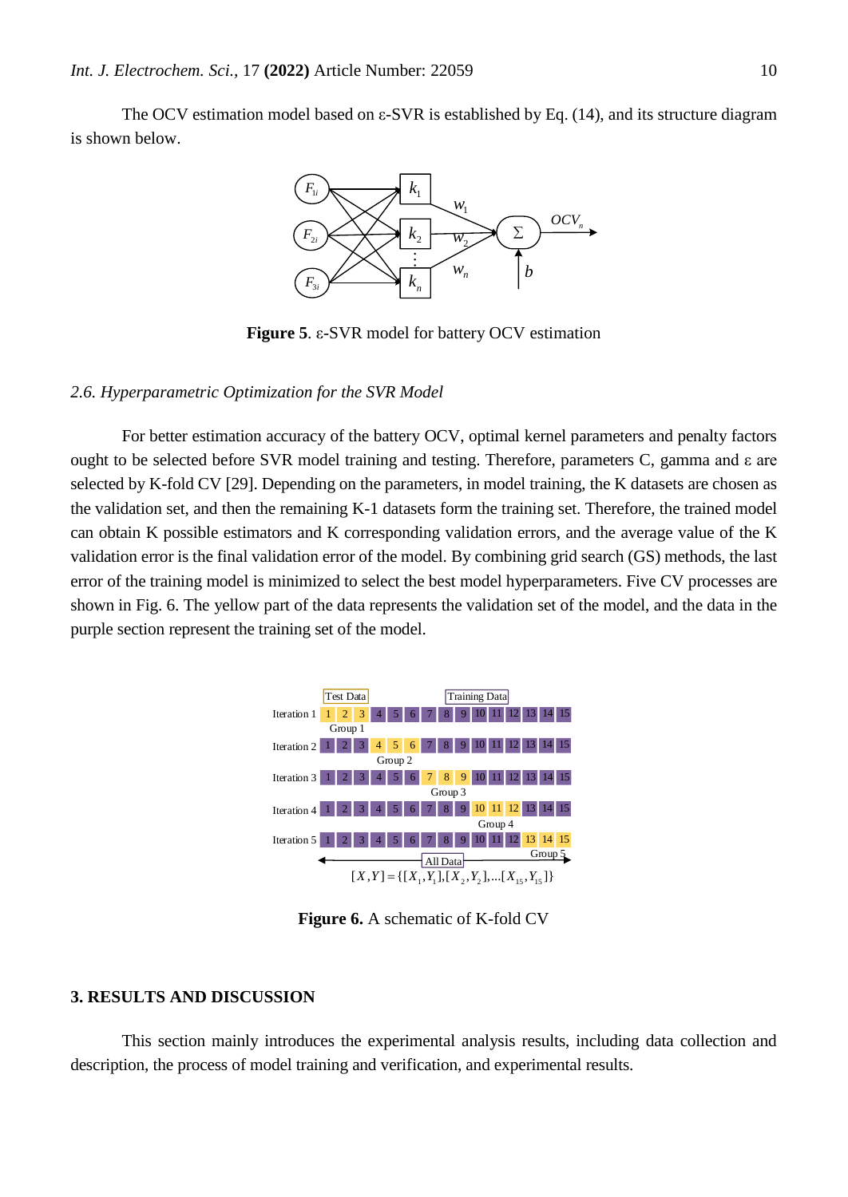The OCV estimation model based on ε-SVR is established by Eq. (14), and its structure diagram is shown below.

**Figure 5**. ε-SVR model for battery OCV estimation

### *2.6. Hyperparametric Optimization for the SVR Model*

For better estimation accuracy of the battery OCV, optimal kernel parameters and penalty factors ought to be selected before SVR model training and testing. Therefore, parameters C, gamma and ε are selected by K-fold CV [29]. Depending on the parameters, in model training, the K datasets are chosen as the validation set, and then the remaining K-1 datasets form the training set. Therefore, the trained model can obtain K possible estimators and K corresponding validation errors, and the average value of the K validation error is the final validation error of the model. By combining grid search (GS) methods, the last error of the training model is minimized to select the best model hyperparameters. Five CV processes are shown in Fig. 6. The yellow part of the data represents the validation set of the model, and the data in the purple section represent the training set of the model.

**Figure 6.** A schematic of K-fold CV

## 3. RESULTS AND DISCUSSION

This section mainly introduces the experimental analysis results, including data collection and description, the process of model training and verification, and experimental results.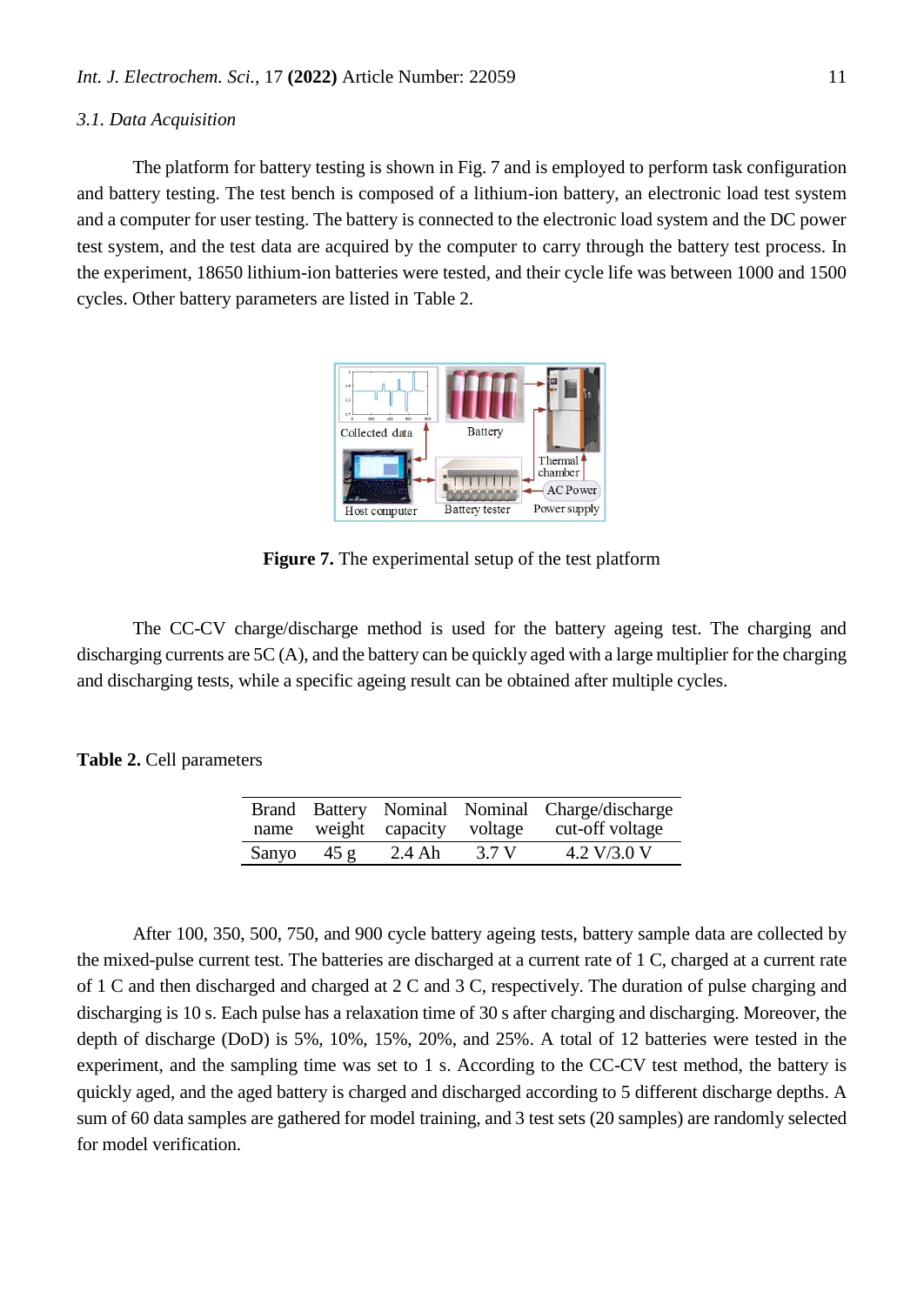### 3.1. Data Acquisition

The platform for battery testing is shown in Fig. 7 and is employed to perform task configuration and battery testing. The test bench is composed of a lithium-ion battery, an electronic load test system and a computer for user testing. The battery is connected to the electronic load system and the DC power test system, and the test data are acquired by the computer to carry through the battery test process. In the experiment, 18650 lithium-ion batteries were tested, and their cycle life was between 1000 and 1500 cycles. Other battery parameters are listed in Table 2.

**Figure 7.** The experimental setup of the test platform

The CC-CV charge/discharge method is used for the battery ageing test. The charging and discharging currents are 5C (A), and the battery can be quickly aged with a large multiplier for the charging and discharging tests, while a specific ageing result can be obtained after multiple cycles.

**Table 2.** Cell parameters

| Brand name | Battery weight | Nominal capacity | Nominal voltage | Charge/discharge cut-off voltage |
|---|---|---|---|---|
| Sanyo | 45 g | 2.4 Ah | 3.7 V | 4.2 V/3.0 V |

After 100, 350, 500, 750, and 900 cycle battery ageing tests, battery sample data are collected by the mixed-pulse current test. The batteries are discharged at a current rate of 1 C, charged at a current rate of 1 C and then discharged and charged at 2 C and 3 C, respectively. The duration of pulse charging and discharging is 10 s. Each pulse has a relaxation time of 30 s after charging and discharging. Moreover, the depth of discharge (DoD) is 5%, 10%, 15%, 20%, and 25%. A total of 12 batteries were tested in the experiment, and the sampling time was set to 1 s. According to the CC-CV test method, the battery is quickly aged, and the aged battery is charged and discharged according to 5 different discharge depths. A sum of 60 data samples are gathered for model training, and 3 test sets (20 samples) are randomly selected for model verification.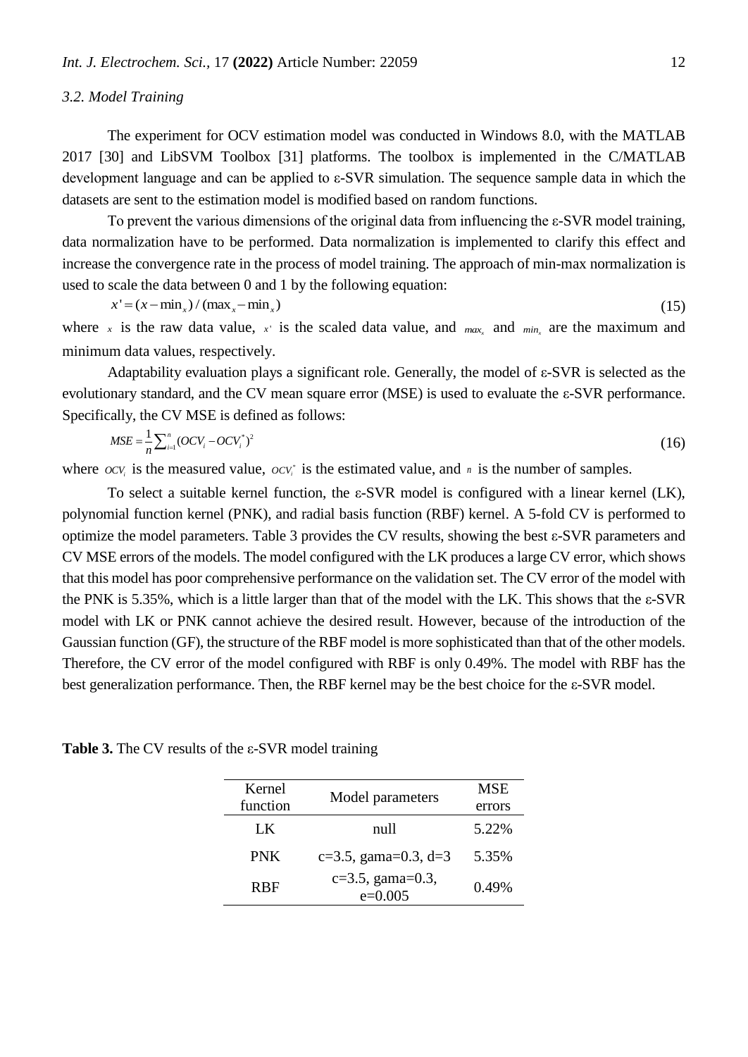### 3.2. Model Training

The experiment for OCV estimation model was conducted in Windows 8.0, with the MATLAB 2017 [30] and LibSVM Toolbox [31] platforms. The toolbox is implemented in the C/MATLAB development language and can be applied to ε-SVR simulation. The sequence sample data in which the datasets are sent to the estimation model is modified based on random functions.

To prevent the various dimensions of the original data from influencing the ε-SVR model training, data normalization have to be performed. Data normalization is implemented to clarify this effect and increase the convergence rate in the process of model training. The approach of min-max normalization is used to scale the data between 0 and 1 by the following equation:

$$x' = (x - \min_x) / (\max_x - \min_x) \tag{15}$$

where $x$ is the raw data value, $x'$ is the scaled data value, and $max_x$ and $min_x$ are the maximum and minimum data values, respectively.

Adaptability evaluation plays a significant role. Generally, the model of ε-SVR is selected as the evolutionary standard, and the CV mean square error (MSE) is used to evaluate the ε-SVR performance. Specifically, the CV MSE is defined as follows:

$$MSE = \frac{1}{n}\sum_{i=1}^{n}(OCV_i - OCV_i^*)^2 \tag{16}$$

where $OCV_i$ is the measured value, $OCV_i^*$ is the estimated value, and $n$ is the number of samples.

To select a suitable kernel function, the ε-SVR model is configured with a linear kernel (LK), polynomial function kernel (PNK), and radial basis function (RBF) kernel. A 5-fold CV is performed to optimize the model parameters. Table 3 provides the CV results, showing the best ε-SVR parameters and CV MSE errors of the models. The model configured with the LK produces a large CV error, which shows that this model has poor comprehensive performance on the validation set. The CV error of the model with the PNK is 5.35%, which is a little larger than that of the model with the LK. This shows that the ε-SVR model with LK or PNK cannot achieve the desired result. However, because of the introduction of the Gaussian function (GF), the structure of the RBF model is more sophisticated than that of the other models. Therefore, the CV error of the model configured with RBF is only 0.49%. The model with RBF has the best generalization performance. Then, the RBF kernel may be the best choice for the ε-SVR model.

**Table 3.** The CV results of the ε-SVR model training

| Kernel function | Model parameters | MSE errors |
| --- | --- | --- |
| LK | null | 5.22% |
| PNK | c=3.5, gama=0.3, d=3 | 5.35% |
| RBF | c=3.5, gama=0.3, e=0.005 | 0.49% |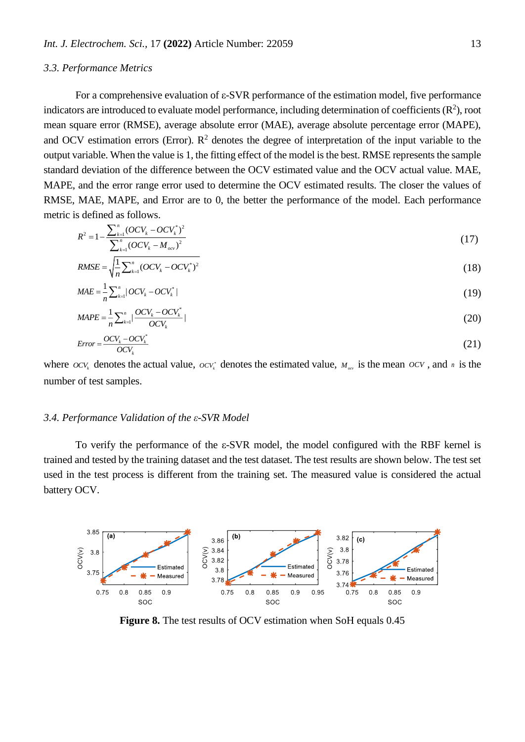### 3.3. Performance Metrics

For a comprehensive evaluation of ε-SVR performance of the estimation model, five performance indicators are introduced to evaluate model performance, including determination of coefficients ($R^2$), root mean square error (RMSE), average absolute error (MAE), average absolute percentage error (MAPE), and OCV estimation errors (Error). $R^2$ denotes the degree of interpretation of the input variable to the output variable. When the value is 1, the fitting effect of the model is the best. RMSE represents the sample standard deviation of the difference between the OCV estimated value and the OCV actual value. MAE, MAPE, and the error range error used to determine the OCV estimated results. The closer the values of RMSE, MAE, MAPE, and Error are to 0, the better the performance of the model. Each performance metric is defined as follows.

$$R^2 = 1 - \frac{\sum_{k=1}^{n}(OCV_k - OCV_k^*)^2}{\sum_{k=1}^{n}(OCV_k - M_{ocv})^2} \tag{17}$$

$$RMSE = \sqrt{\frac{1}{n}\sum_{k=1}^{n}(OCV_k - OCV_k^*)^2} \tag{18}$$

$$MAE = \frac{1}{n}\sum_{k=1}^{n}|OCV_k - OCV_k^*| \tag{19}$$

$$MAPE = \frac{1}{n}\sum_{k=1}^{n}\left|\frac{OCV_k - OCV_k^*}{OCV_k}\right| \tag{20}$$

$$Error = \frac{OCV_k - OCV_k^*}{OCV_k} \tag{21}$$

where $OCV_k$ denotes the actual value, $OCV_k^*$ denotes the estimated value, $M_{ocv}$ is the mean $OCV$, and $n$ is the number of test samples.

### 3.4. Performance Validation of the ε-SVR Model

To verify the performance of the ε-SVR model, the model configured with the RBF kernel is trained and tested by the training dataset and the test dataset. The test results are shown below. The test set used in the test process is different from the training set. The measured value is considered the actual battery OCV.

**Figure 8.** The test results of OCV estimation when SoH equals 0.45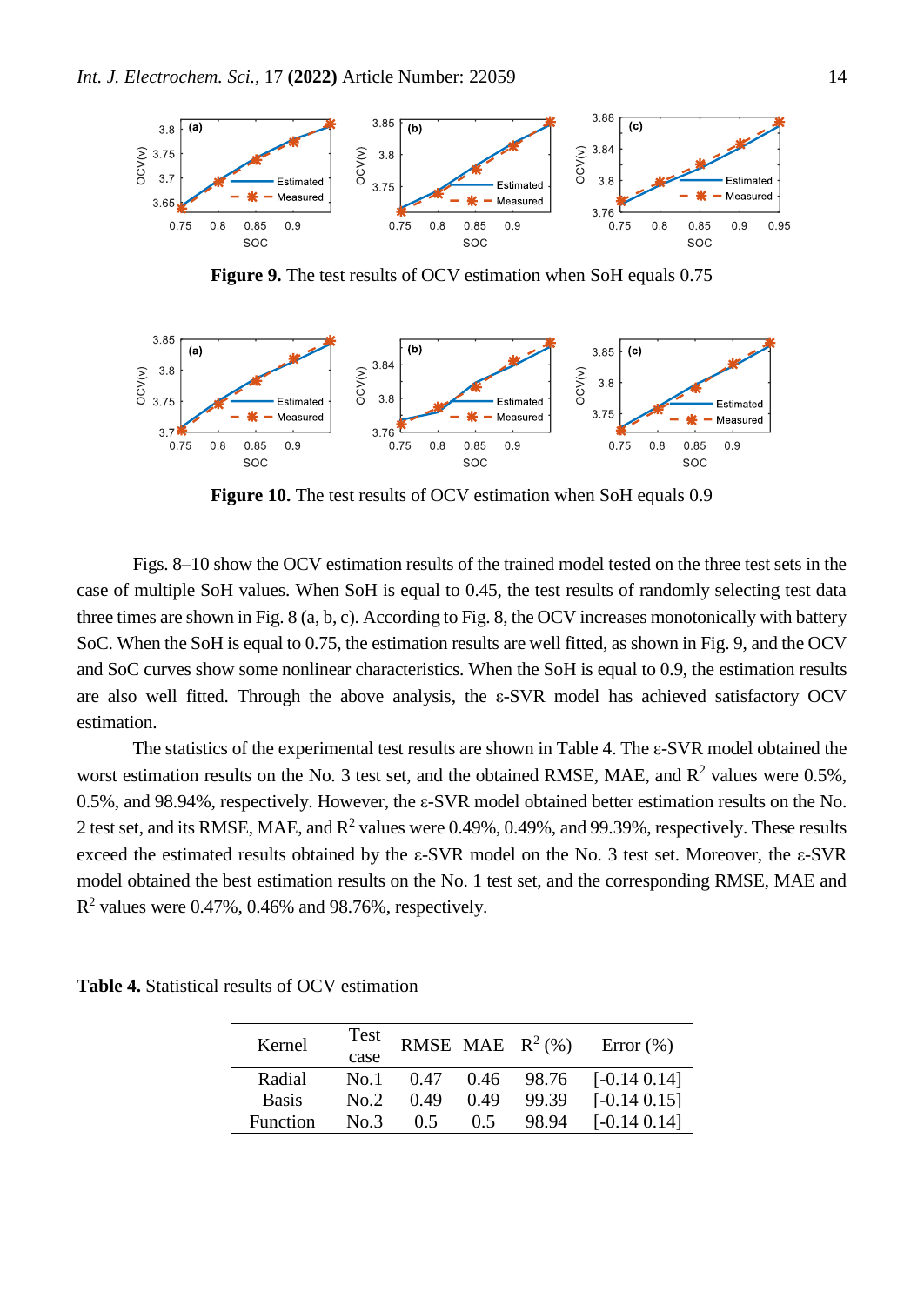**Figure 9.** The test results of OCV estimation when SoH equals 0.75

**Figure 10.** The test results of OCV estimation when SoH equals 0.9

Figs. 8–10 show the OCV estimation results of the trained model tested on the three test sets in the case of multiple SoH values. When SoH is equal to 0.45, the test results of randomly selecting test data three times are shown in Fig. 8 (a, b, c). According to Fig. 8, the OCV increases monotonically with battery SoC. When the SoH is equal to 0.75, the estimation results are well fitted, as shown in Fig. 9, and the OCV and SoC curves show some nonlinear characteristics. When the SoH is equal to 0.9, the estimation results are also well fitted. Through the above analysis, the ε-SVR model has achieved satisfactory OCV estimation.

The statistics of the experimental test results are shown in Table 4. The ε-SVR model obtained the worst estimation results on the No. 3 test set, and the obtained RMSE, MAE, and $R^2$ values were 0.5%, 0.5%, and 98.94%, respectively. However, the ε-SVR model obtained better estimation results on the No. 2 test set, and its RMSE, MAE, and $R^2$ values were 0.49%, 0.49%, and 99.39%, respectively. These results exceed the estimated results obtained by the ε-SVR model on the No. 3 test set. Moreover, the ε-SVR model obtained the best estimation results on the No. 1 test set, and the corresponding RMSE, MAE and $R^2$ values were 0.47%, 0.46% and 98.76%, respectively.

**Table 4.** Statistical results of OCV estimation

| Kernel | Test case | RMSE | MAE | $R^2$ (%) | Error (%) |
|---|---|---|---|---|---|
| Radial Basis Function | No.1 | 0.47 | 0.46 | 98.76 | [-0.14 0.14] |
| | No.2 | 0.49 | 0.49 | 99.39 | [-0.14 0.15] |
| | No.3 | 0.5 | 0.5 | 98.94 | [-0.14 0.14] |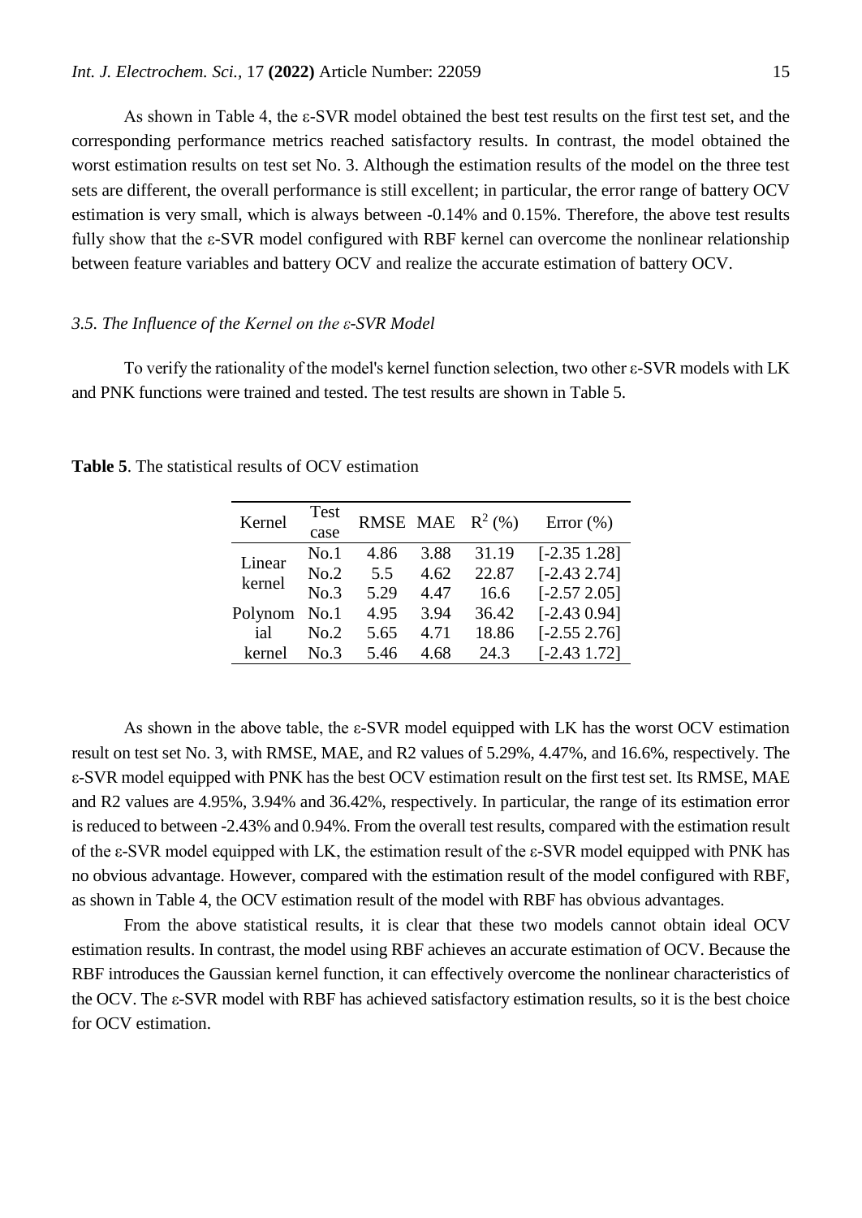As shown in Table 4, the ε-SVR model obtained the best test results on the first test set, and the corresponding performance metrics reached satisfactory results. In contrast, the model obtained the worst estimation results on test set No. 3. Although the estimation results of the model on the three test sets are different, the overall performance is still excellent; in particular, the error range of battery OCV estimation is very small, which is always between -0.14% and 0.15%. Therefore, the above test results fully show that the ε-SVR model configured with RBF kernel can overcome the nonlinear relationship between feature variables and battery OCV and realize the accurate estimation of battery OCV.

### *3.5. The Influence of the Kernel on the ε-SVR Model*

To verify the rationality of the model's kernel function selection, two other ε-SVR models with LK and PNK functions were trained and tested. The test results are shown in Table 5.

**Table 5**. The statistical results of OCV estimation

| Kernel | Test case | RMSE | MAE | $R^2$ (%) | Error (%) |
|---|---|---|---|---|---|
| Linear kernel | No.1 | 4.86 | 3.88 | 31.19 | [-2.35 1.28] |
| | No.2 | 5.5 | 4.62 | 22.87 | [-2.43 2.74] |
| | No.3 | 5.29 | 4.47 | 16.6 | [-2.57 2.05] |
| Polynomial kernel | No.1 | 4.95 | 3.94 | 36.42 | [-2.43 0.94] |
| | No.2 | 5.65 | 4.71 | 18.86 | [-2.55 2.76] |
| | No.3 | 5.46 | 4.68 | 24.3 | [-2.43 1.72] |

As shown in the above table, the ε-SVR model equipped with LK has the worst OCV estimation result on test set No. 3, with RMSE, MAE, and R2 values of 5.29%, 4.47%, and 16.6%, respectively. The ε-SVR model equipped with PNK has the best OCV estimation result on the first test set. Its RMSE, MAE and R2 values are 4.95%, 3.94% and 36.42%, respectively. In particular, the range of its estimation error is reduced to between -2.43% and 0.94%. From the overall test results, compared with the estimation result of the ε-SVR model equipped with LK, the estimation result of the ε-SVR model equipped with PNK has no obvious advantage. However, compared with the estimation result of the model configured with RBF, as shown in Table 4, the OCV estimation result of the model with RBF has obvious advantages.

From the above statistical results, it is clear that these two models cannot obtain ideal OCV estimation results. In contrast, the model using RBF achieves an accurate estimation of OCV. Because the RBF introduces the Gaussian kernel function, it can effectively overcome the nonlinear characteristics of the OCV. The ε-SVR model with RBF has achieved satisfactory estimation results, so it is the best choice for OCV estimation.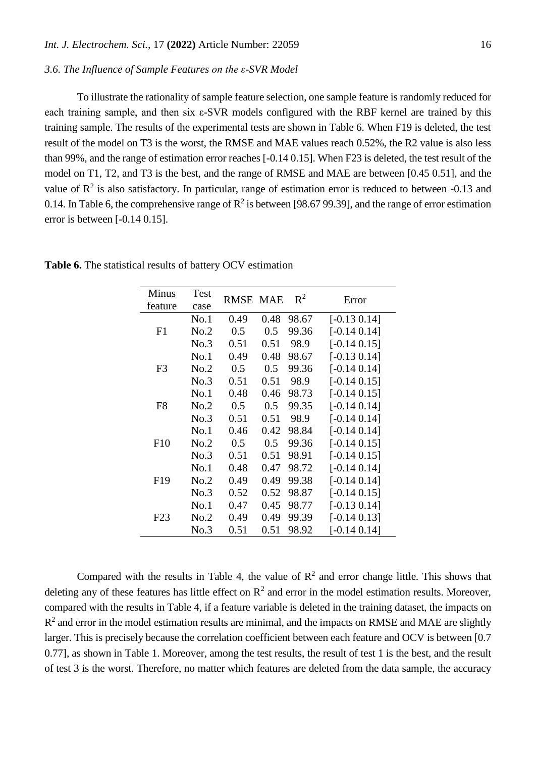### *3.6. The Influence of Sample Features on the ε-SVR Model*

To illustrate the rationality of sample feature selection, one sample feature is randomly reduced for each training sample, and then six ε-SVR models configured with the RBF kernel are trained by this training sample. The results of the experimental tests are shown in Table 6. When F19 is deleted, the test result of the model on T3 is the worst, the RMSE and MAE values reach 0.52%, the R2 value is also less than 99%, and the range of estimation error reaches [-0.14 0.15]. When F23 is deleted, the test result of the model on T1, T2, and T3 is the best, and the range of RMSE and MAE are between [0.45 0.51], and the value of $R^2$ is also satisfactory. In particular, range of estimation error is reduced to between -0.13 and 0.14. In Table 6, the comprehensive range of $R^2$ is between [98.67 99.39], and the range of error estimation error is between [-0.14 0.15].

**Table 6.** The statistical results of battery OCV estimation

| Minus feature | Test case | RMSE | MAE | $R^2$ | Error |
|---|---|---|---|---|---|
| F1 | No.1 | 0.49 | 0.48 | 98.67 | [-0.13 0.14] |
| | No.2 | 0.5 | 0.5 | 99.36 | [-0.14 0.14] |
| | No.3 | 0.51 | 0.51 | 98.9 | [-0.14 0.15] |
| F3 | No.1 | 0.49 | 0.48 | 98.67 | [-0.13 0.14] |
| | No.2 | 0.5 | 0.5 | 99.36 | [-0.14 0.14] |
| | No.3 | 0.51 | 0.51 | 98.9 | [-0.14 0.15] |
| F8 | No.1 | 0.48 | 0.46 | 98.73 | [-0.14 0.15] |
| | No.2 | 0.5 | 0.5 | 99.35 | [-0.14 0.14] |
| | No.3 | 0.51 | 0.51 | 98.9 | [-0.14 0.14] |
| F10 | No.1 | 0.46 | 0.42 | 98.84 | [-0.14 0.14] |
| | No.2 | 0.5 | 0.5 | 99.36 | [-0.14 0.15] |
| | No.3 | 0.51 | 0.51 | 98.91 | [-0.14 0.15] |
| F19 | No.1 | 0.48 | 0.47 | 98.72 | [-0.14 0.14] |
| | No.2 | 0.49 | 0.49 | 99.38 | [-0.14 0.14] |
| | No.3 | 0.52 | 0.52 | 98.87 | [-0.14 0.15] |
| F23 | No.1 | 0.47 | 0.45 | 98.77 | [-0.13 0.14] |
| | No.2 | 0.49 | 0.49 | 99.39 | [-0.14 0.13] |
| | No.3 | 0.51 | 0.51 | 98.92 | [-0.14 0.14] |

Compared with the results in Table 4, the value of $R^2$ and error change little. This shows that deleting any of these features has little effect on $R^2$ and error in the model estimation results. Moreover, compared with the results in Table 4, if a feature variable is deleted in the training dataset, the impacts on $R^2$ and error in the model estimation results are minimal, and the impacts on RMSE and MAE are slightly larger. This is precisely because the correlation coefficient between each feature and OCV is between [0.7 0.77], as shown in Table 1. Moreover, among the test results, the result of test 1 is the best, and the result of test 3 is the worst. Therefore, no matter which features are deleted from the data sample, the accuracy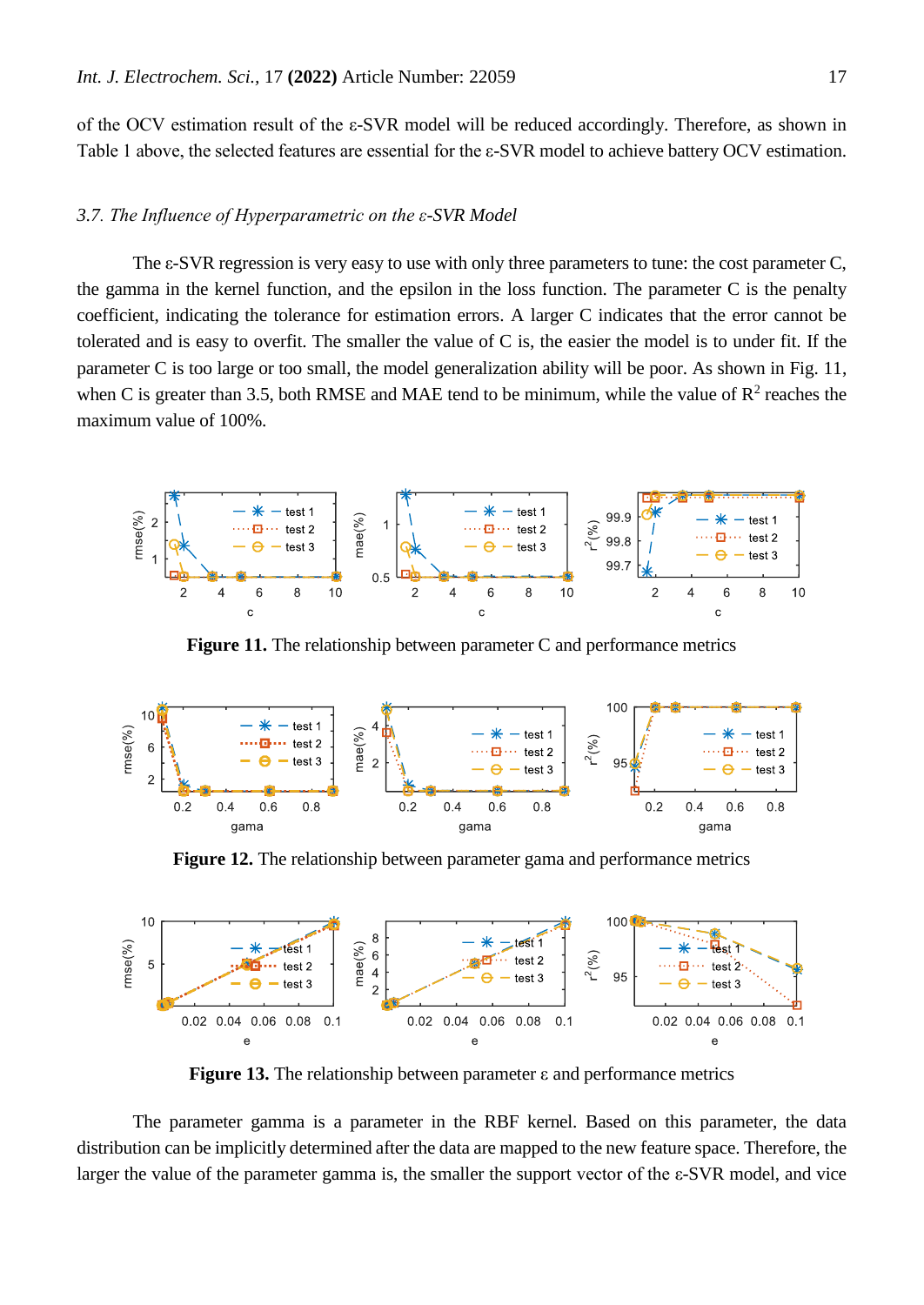of the OCV estimation result of the ε-SVR model will be reduced accordingly. Therefore, as shown in Table 1 above, the selected features are essential for the ε-SVR model to achieve battery OCV estimation.

### *3.7. The Influence of Hyperparametric on the ε-SVR Model*

The ε-SVR regression is very easy to use with only three parameters to tune: the cost parameter C, the gamma in the kernel function, and the epsilon in the loss function. The parameter C is the penalty coefficient, indicating the tolerance for estimation errors. A larger C indicates that the error cannot be tolerated and is easy to overfit. The smaller the value of C is, the easier the model is to under fit. If the parameter C is too large or too small, the model generalization ability will be poor. As shown in Fig. 11, when C is greater than 3.5, both RMSE and MAE tend to be minimum, while the value of $R^2$ reaches the maximum value of 100%.

**Figure 11.** The relationship between parameter C and performance metrics

**Figure 12.** The relationship between parameter gama and performance metrics

**Figure 13.** The relationship between parameter ε and performance metrics

The parameter gamma is a parameter in the RBF kernel. Based on this parameter, the data distribution can be implicitly determined after the data are mapped to the new feature space. Therefore, the larger the value of the parameter gamma is, the smaller the support vector of the ε-SVR model, and vice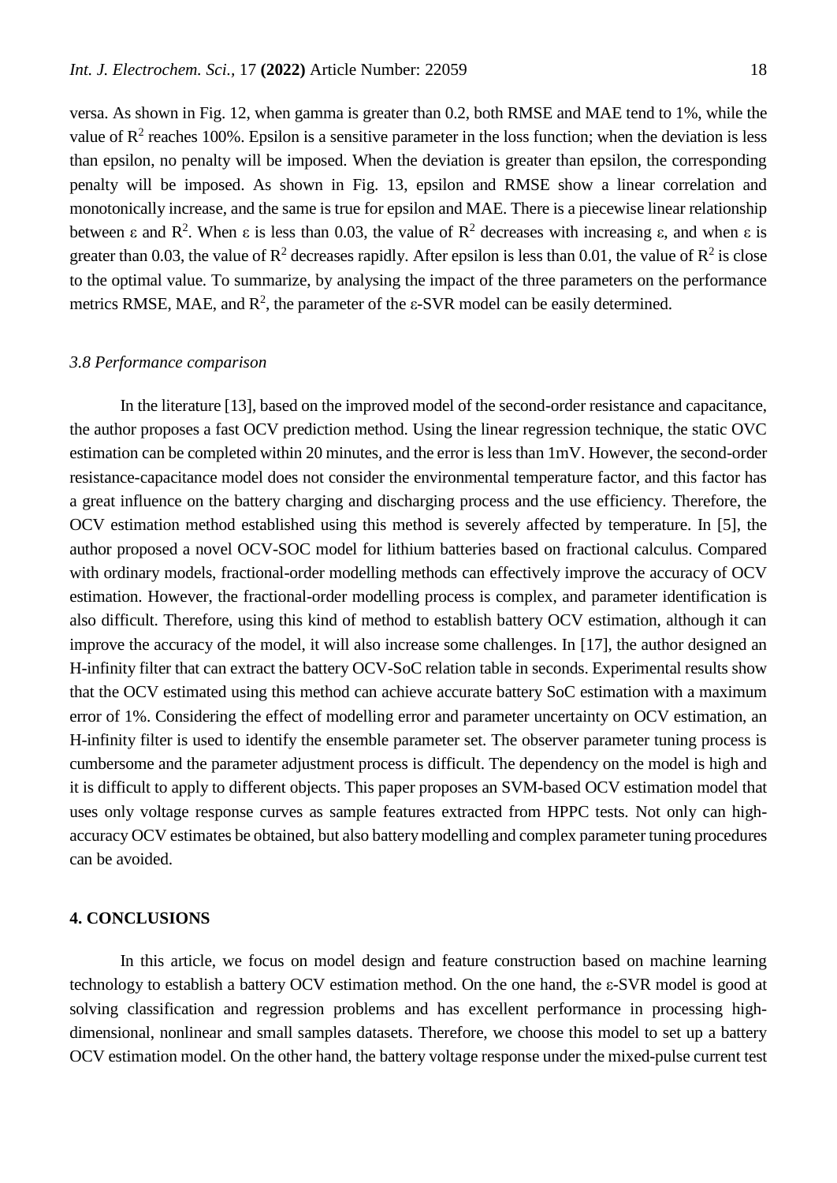versa. As shown in Fig. 12, when gamma is greater than 0.2, both RMSE and MAE tend to 1%, while the value of $R^2$ reaches 100%. Epsilon is a sensitive parameter in the loss function; when the deviation is less than epsilon, no penalty will be imposed. When the deviation is greater than epsilon, the corresponding penalty will be imposed. As shown in Fig. 13, epsilon and RMSE show a linear correlation and monotonically increase, and the same is true for epsilon and MAE. There is a piecewise linear relationship between $\varepsilon$ and $R^2$. When $\varepsilon$ is less than 0.03, the value of $R^2$ decreases with increasing $\varepsilon$, and when $\varepsilon$ is greater than 0.03, the value of $R^2$ decreases rapidly. After epsilon is less than 0.01, the value of $R^2$ is close to the optimal value. To summarize, by analysing the impact of the three parameters on the performance metrics RMSE, MAE, and $R^2$, the parameter of the $\varepsilon$-SVR model can be easily determined.

### *3.8 Performance comparison*

In the literature [13], based on the improved model of the second-order resistance and capacitance, the author proposes a fast OCV prediction method. Using the linear regression technique, the static OVC estimation can be completed within 20 minutes, and the error is less than 1mV. However, the second-order resistance-capacitance model does not consider the environmental temperature factor, and this factor has a great influence on the battery charging and discharging process and the use efficiency. Therefore, the OCV estimation method established using this method is severely affected by temperature. In [5], the author proposed a novel OCV-SOC model for lithium batteries based on fractional calculus. Compared with ordinary models, fractional-order modelling methods can effectively improve the accuracy of OCV estimation. However, the fractional-order modelling process is complex, and parameter identification is also difficult. Therefore, using this kind of method to establish battery OCV estimation, although it can improve the accuracy of the model, it will also increase some challenges. In [17], the author designed an H-infinity filter that can extract the battery OCV-SoC relation table in seconds. Experimental results show that the OCV estimated using this method can achieve accurate battery SoC estimation with a maximum error of 1%. Considering the effect of modelling error and parameter uncertainty on OCV estimation, an H-infinity filter is used to identify the ensemble parameter set. The observer parameter tuning process is cumbersome and the parameter adjustment process is difficult. The dependency on the model is high and it is difficult to apply to different objects. This paper proposes an SVM-based OCV estimation model that uses only voltage response curves as sample features extracted from HPPC tests. Not only can high-accuracy OCV estimates be obtained, but also battery modelling and complex parameter tuning procedures can be avoided.

## 4. CONCLUSIONS

In this article, we focus on model design and feature construction based on machine learning technology to establish a battery OCV estimation method. On the one hand, the $\varepsilon$-SVR model is good at solving classification and regression problems and has excellent performance in processing high-dimensional, nonlinear and small samples datasets. Therefore, we choose this model to set up a battery OCV estimation model. On the other hand, the battery voltage response under the mixed-pulse current test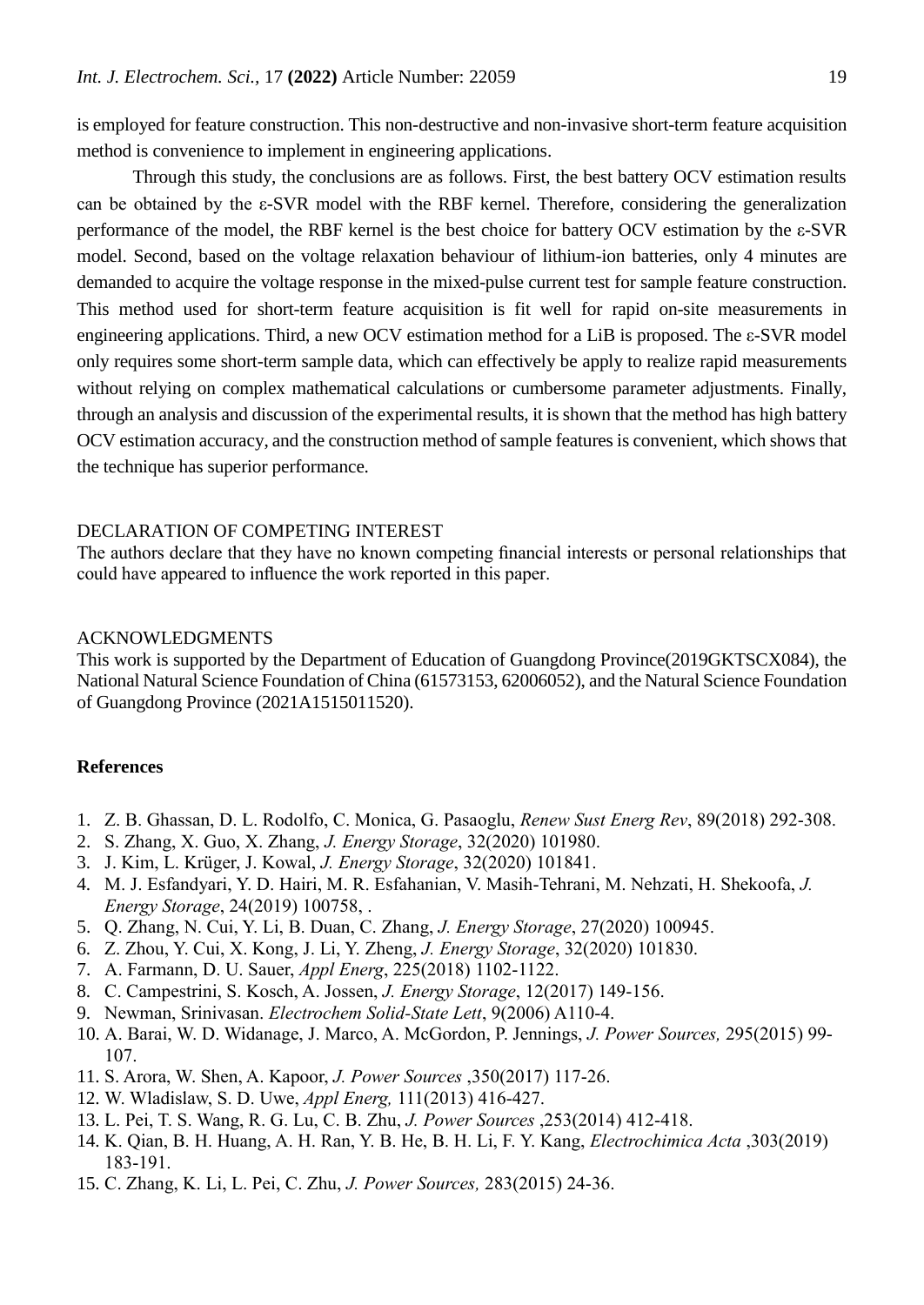is employed for feature construction. This non-destructive and non-invasive short-term feature acquisition method is convenience to implement in engineering applications.

Through this study, the conclusions are as follows. First, the best battery OCV estimation results can be obtained by the ε-SVR model with the RBF kernel. Therefore, considering the generalization performance of the model, the RBF kernel is the best choice for battery OCV estimation by the ε-SVR model. Second, based on the voltage relaxation behaviour of lithium-ion batteries, only 4 minutes are demanded to acquire the voltage response in the mixed-pulse current test for sample feature construction. This method used for short-term feature acquisition is fit well for rapid on-site measurements in engineering applications. Third, a new OCV estimation method for a LiB is proposed. The ε-SVR model only requires some short-term sample data, which can effectively be apply to realize rapid measurements without relying on complex mathematical calculations or cumbersome parameter adjustments. Finally, through an analysis and discussion of the experimental results, it is shown that the method has high battery OCV estimation accuracy, and the construction method of sample features is convenient, which shows that the technique has superior performance.

## DECLARATION OF COMPETING INTEREST

The authors declare that they have no known competing financial interests or personal relationships that could have appeared to influence the work reported in this paper.

## ACKNOWLEDGMENTS

This work is supported by the Department of Education of Guangdong Province(2019GKTSCX084), the National Natural Science Foundation of China (61573153, 62006052), and the Natural Science Foundation of Guangdong Province (2021A1515011520).

## References

1. Z. B. Ghassan, D. L. Rodolfo, C. Monica, G. Pasaoglu, *Renew Sust Energ Rev*, 89(2018) 292-308.
2. S. Zhang, X. Guo, X. Zhang, *J. Energy Storage*, 32(2020) 101980.
3. J. Kim, L. Krüger, J. Kowal, *J. Energy Storage*, 32(2020) 101841.
4. M. J. Esfandyari, Y. D. Hairi, M. R. Esfahanian, V. Masih-Tehrani, M. Nehzati, H. Shekoofa, *J. Energy Storage*, 24(2019) 100758, .
5. Q. Zhang, N. Cui, Y. Li, B. Duan, C. Zhang, *J. Energy Storage*, 27(2020) 100945.
6. Z. Zhou, Y. Cui, X. Kong, J. Li, Y. Zheng, *J. Energy Storage*, 32(2020) 101830.
7. A. Farmann, D. U. Sauer, *Appl Energ*, 225(2018) 1102-1122.
8. C. Campestrini, S. Kosch, A. Jossen, *J. Energy Storage*, 12(2017) 149-156.
9. Newman, Srinivasan. *Electrochem Solid-State Lett*, 9(2006) A110-4.
10. A. Barai, W. D. Widanage, J. Marco, A. McGordon, P. Jennings, *J. Power Sources,* 295(2015) 99-107.
11. S. Arora, W. Shen, A. Kapoor, *J. Power Sources* ,350(2017) 117-26.
12. W. Wladislaw, S. D. Uwe, *Appl Energ,* 111(2013) 416-427.
13. L. Pei, T. S. Wang, R. G. Lu, C. B. Zhu, *J. Power Sources* ,253(2014) 412-418.
14. K. Qian, B. H. Huang, A. H. Ran, Y. B. He, B. H. Li, F. Y. Kang, *Electrochimica Acta* ,303(2019) 183-191.
15. C. Zhang, K. Li, L. Pei, C. Zhu, *J. Power Sources,* 283(2015) 24-36.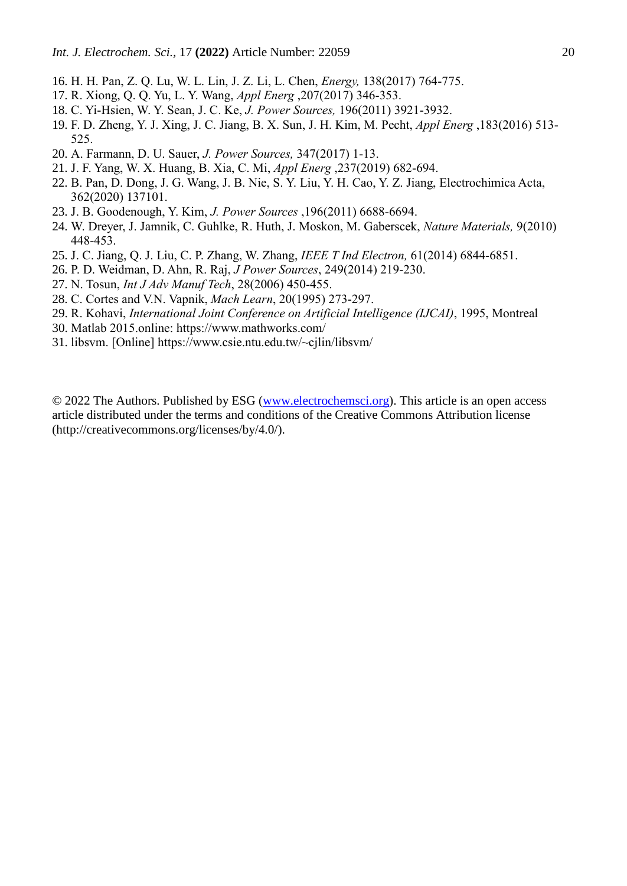16. H. H. Pan, Z. Q. Lu, W. L. Lin, J. Z. Li, L. Chen, *Energy,* 138(2017) 764-775.
17. R. Xiong, Q. Q. Yu, L. Y. Wang, *Appl Energ* ,207(2017) 346-353.
18. C. Yi-Hsien, W. Y. Sean, J. C. Ke, *J. Power Sources,* 196(2011) 3921-3932.
19. F. D. Zheng, Y. J. Xing, J. C. Jiang, B. X. Sun, J. H. Kim, M. Pecht, *Appl Energ* ,183(2016) 513-525.
20. A. Farmann, D. U. Sauer, *J. Power Sources,* 347(2017) 1-13.
21. J. F. Yang, W. X. Huang, B. Xia, C. Mi, *Appl Energ* ,237(2019) 682-694.
22. B. Pan, D. Dong, J. G. Wang, J. B. Nie, S. Y. Liu, Y. H. Cao, Y. Z. Jiang, Electrochimica Acta, 362(2020) 137101.
23. J. B. Goodenough, Y. Kim, *J. Power Sources* ,196(2011) 6688-6694.
24. W. Dreyer, J. Jamnik, C. Guhlke, R. Huth, J. Moskon, M. Gaberscek, *Nature Materials,* 9(2010) 448-453.
25. J. C. Jiang, Q. J. Liu, C. P. Zhang, W. Zhang, *IEEE T Ind Electron,* 61(2014) 6844-6851.
26. P. D. Weidman, D. Ahn, R. Raj, *J Power Sources*, 249(2014) 219-230.
27. N. Tosun, *Int J Adv Manuf Tech*, 28(2006) 450-455.
28. C. Cortes and V.N. Vapnik, *Mach Learn*, 20(1995) 273-297.
29. R. Kohavi, *International Joint Conference on Artificial Intelligence (IJCAI)*, 1995, Montreal
30. Matlab 2015.online: https://www.mathworks.com/
31. libsvm. [Online] https://www.csie.ntu.edu.tw/~cjlin/libsvm/

© 2022 The Authors. Published by ESG (www.electrochemsci.org). This article is an open access article distributed under the terms and conditions of the Creative Commons Attribution license (http://creativecommons.org/licenses/by/4.0/).